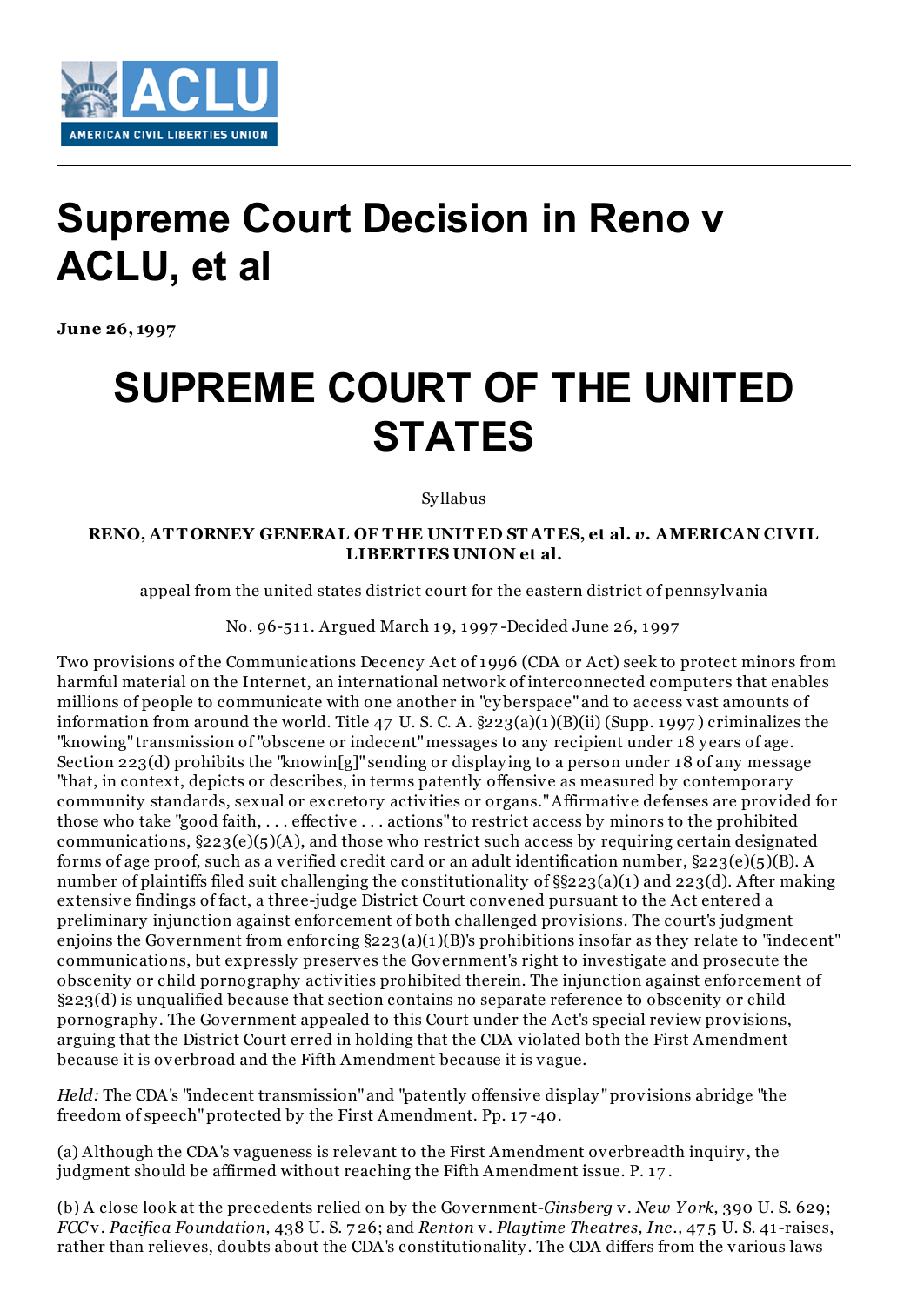# Supreme Court Decision in Reno v ACLU, et al

**June 26, 1997**

# SUPREME COURT OF THE UNITED STATES

Syllabus

**RENO, ATTORNEY GENERAL OF THE UNITED STATES, et al. *v.* AMERICAN CIVIL LIBERTIES UNION et al.**

appeal from the united states district court for the eastern district of pennsylvania

No. 96-511. Argued March 19, 1997 -Decided June 26, 1997

Two provisions of the Communications Decency Act of 1996 (CDA or Act) seek to protect minors from harmful material on the Internet, an international network of interconnected computers that enables millions of people to communicate with one another in "cyberspace" and to access vast amounts of information from around the world. Title 47 U. S. C. A. §223(a)(1)(B)(ii) (Supp. 1997) criminalizes the "knowing" transmission of "obscene or indecent" messages to any recipient under 18 years of age. Section 223(d) prohibits the "knowin[g]" sending or displaying to a person under 18 of any message "that, in context, depicts or describes, in terms patently offensive as measured by contemporary community standards, sexual or excretory activities or organs." Affirmative defenses are provided for those who take "good faith, . . . effective . . . actions" to restrict access by minors to the prohibited communications, §223(e)(5)(A), and those who restrict such access by requiring certain designated forms of age proof, such as a verified credit card or an adult identification number, §223(e)(5)(B). A number of plaintiffs filed suit challenging the constitutionality of §§223(a)(1) and 223(d). After making extensive findings of fact, a three-judge District Court convened pursuant to the Act entered a preliminary injunction against enforcement of both challenged provisions. The court's judgment enjoins the Government from enforcing §223(a)(1)(B)'s prohibitions insofar as they relate to "indecent" communications, but expressly preserves the Government's right to investigate and prosecute the obscenity or child pornography activities prohibited therein. The injunction against enforcement of §223(d) is unqualified because that section contains no separate reference to obscenity or child pornography. The Government appealed to this Court under the Act's special review provisions, arguing that the District Court erred in holding that the CDA violated both the First Amendment because it is overbroad and the Fifth Amendment because it is vague.

*Held:* The CDA's "indecent transmission" and "patently offensive display" provisions abridge "the freedom of speech" protected by the First Amendment. Pp. 17-40.

(a) Although the CDA's vagueness is relevant to the First Amendment overbreadth inquiry, the judgment should be affirmed without reaching the Fifth Amendment issue. P. 17.

(b) A close look at the precedents relied on by the Government-*Ginsberg* v. *New York,* 390 U. S. 629; *FCC* v. *Pacifica Foundation,* 438 U. S. 726; and *Renton* v. *Playtime Theatres, Inc.,* 475 U. S. 41-raises, rather than relieves, doubts about the CDA's constitutionality. The CDA differs from the various laws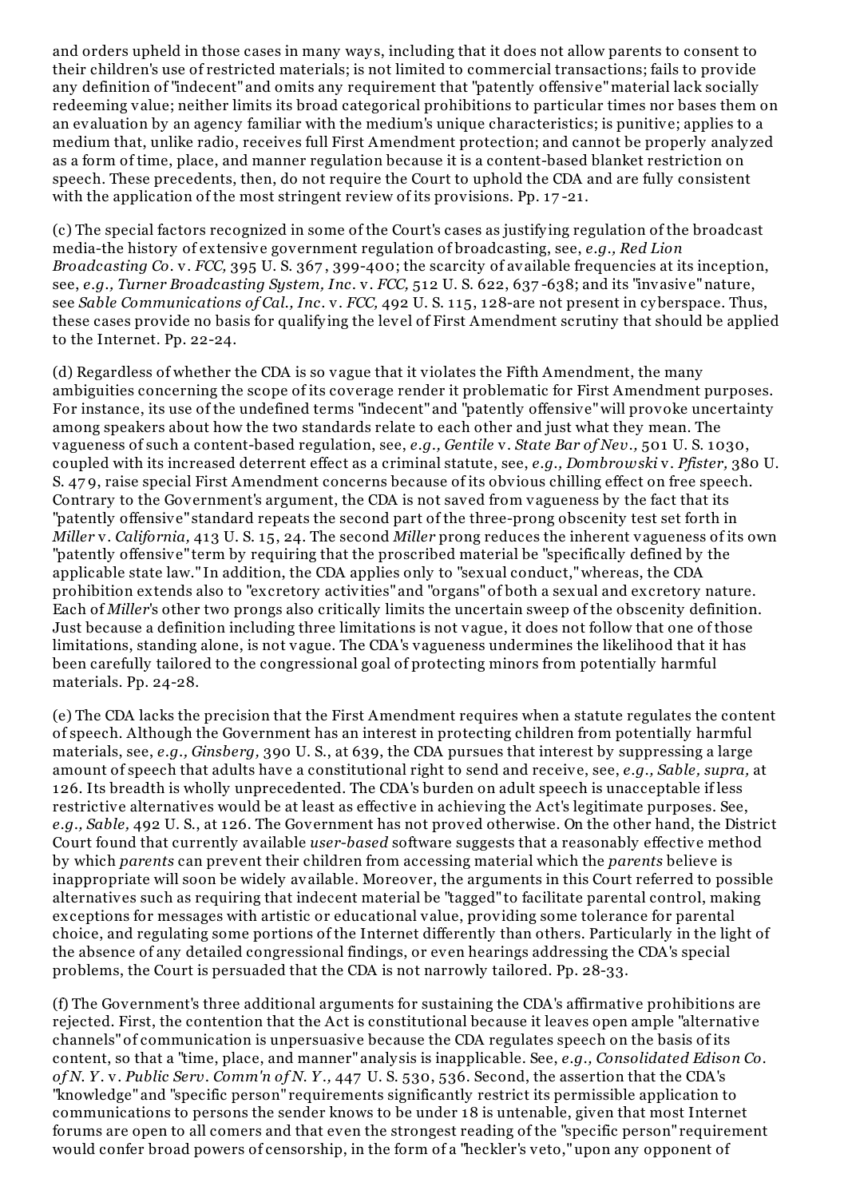and orders upheld in those cases in many ways, including that it does not allow parents to consent to their children's use of restricted materials; is not limited to commercial transactions; fails to provide any definition of "indecent" and omits any requirement that "patently offensive" material lack socially redeeming value; neither limits its broad categorical prohibitions to particular times nor bases them on an evaluation by an agency familiar with the medium's unique characteristics; is punitive; applies to a medium that, unlike radio, receives full First Amendment protection; and cannot be properly analyzed as a form of time, place, and manner regulation because it is a content-based blanket restriction on speech. These precedents, then, do not require the Court to uphold the CDA and are fully consistent with the application of the most stringent review of its provisions. Pp. 17-21.

(c) The special factors recognized in some of the Court's cases as justifying regulation of the broadcast media-the history of extensive government regulation of broadcasting, see, *e.g., Red Lion Broadcasting Co.* v. *FCC,* 395 U. S. 367, 399-400; the scarcity of available frequencies at its inception, see, *e.g., Turner Broadcasting System, Inc.* v. *FCC,* 512 U. S. 622, 637-638; and its "invasive" nature, see *Sable Communications of Cal., Inc.* v. *FCC,* 492 U. S. 115, 128-are not present in cyberspace. Thus, these cases provide no basis for qualifying the level of First Amendment scrutiny that should be applied to the Internet. Pp. 22-24.

(d) Regardless of whether the CDA is so vague that it violates the Fifth Amendment, the many ambiguities concerning the scope of its coverage render it problematic for First Amendment purposes. For instance, its use of the undefined terms "indecent" and "patently offensive" will provoke uncertainty among speakers about how the two standards relate to each other and just what they mean. The vagueness of such a content-based regulation, see, *e.g., Gentile* v. *State Bar of Nev.,* 501 U. S. 1030, coupled with its increased deterrent effect as a criminal statute, see, *e.g., Dombrowski* v. *Pfister,* 380 U. S. 479, raise special First Amendment concerns because of its obvious chilling effect on free speech. Contrary to the Government's argument, the CDA is not saved from vagueness by the fact that its "patently offensive" standard repeats the second part of the three-prong obscenity test set forth in *Miller* v. *California,* 413 U. S. 15, 24. The second *Miller* prong reduces the inherent vagueness of its own "patently offensive" term by requiring that the proscribed material be "specifically defined by the applicable state law." In addition, the CDA applies only to "sexual conduct," whereas, the CDA prohibition extends also to "excretory activities" and "organs" of both a sexual and excretory nature. Each of *Miller*'s other two prongs also critically limits the uncertain sweep of the obscenity definition. Just because a definition including three limitations is not vague, it does not follow that one of those limitations, standing alone, is not vague. The CDA's vagueness undermines the likelihood that it has been carefully tailored to the congressional goal of protecting minors from potentially harmful materials. Pp. 24-28.

(e) The CDA lacks the precision that the First Amendment requires when a statute regulates the content of speech. Although the Government has an interest in protecting children from potentially harmful materials, see, *e.g., Ginsberg,* 390 U. S., at 639, the CDA pursues that interest by suppressing a large amount of speech that adults have a constitutional right to send and receive, see, *e.g., Sable, supra,* at 126. Its breadth is wholly unprecedented. The CDA's burden on adult speech is unacceptable if less restrictive alternatives would be at least as effective in achieving the Act's legitimate purposes. See, *e.g., Sable,* 492 U. S., at 126. The Government has not proved otherwise. On the other hand, the District Court found that currently available *user-based* software suggests that a reasonably effective method by which *parents* can prevent their children from accessing material which the *parents* believe is inappropriate will soon be widely available. Moreover, the arguments in this Court referred to possible alternatives such as requiring that indecent material be "tagged" to facilitate parental control, making exceptions for messages with artistic or educational value, providing some tolerance for parental choice, and regulating some portions of the Internet differently than others. Particularly in the light of the absence of any detailed congressional findings, or even hearings addressing the CDA's special problems, the Court is persuaded that the CDA is not narrowly tailored. Pp. 28-33.

(f) The Government's three additional arguments for sustaining the CDA's affirmative prohibitions are rejected. First, the contention that the Act is constitutional because it leaves open ample "alternative channels" of communication is unpersuasive because the CDA regulates speech on the basis of its content, so that a "time, place, and manner" analysis is inapplicable. See, *e.g., Consolidated Edison Co. of N. Y.* v. *Public Serv. Comm'n of N. Y.,* 447 U. S. 530, 536. Second, the assertion that the CDA's "knowledge" and "specific person" requirements significantly restrict its permissible application to communications to persons the sender knows to be under 18 is untenable, given that most Internet forums are open to all comers and that even the strongest reading of the "specific person" requirement would confer broad powers of censorship, in the form of a "heckler's veto," upon any opponent of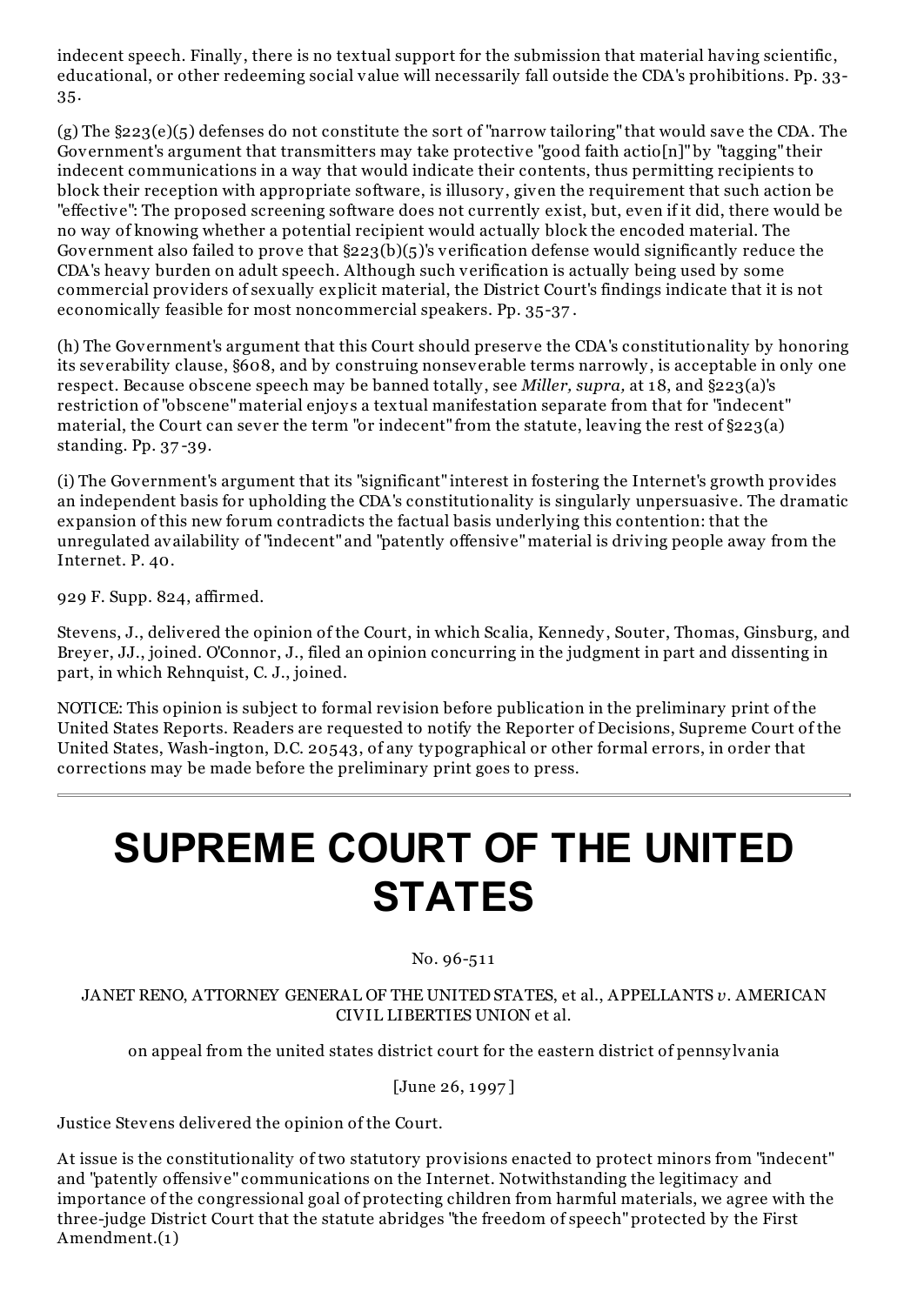indecent speech. Finally, there is no textual support for the submission that material having scientific, educational, or other redeeming social value will necessarily fall outside the CDA's prohibitions. Pp. 33-35.

(g) The §223(e)(5) defenses do not constitute the sort of "narrow tailoring" that would save the CDA. The Government's argument that transmitters may take protective "good faith actio[n]" by "tagging" their indecent communications in a way that would indicate their contents, thus permitting recipients to block their reception with appropriate software, is illusory, given the requirement that such action be "effective": The proposed screening software does not currently exist, but, even if it did, there would be no way of knowing whether a potential recipient would actually block the encoded material. The Government also failed to prove that §223(b)(5)'s verification defense would significantly reduce the CDA's heavy burden on adult speech. Although such verification is actually being used by some commercial providers of sexually explicit material, the District Court's findings indicate that it is not economically feasible for most noncommercial speakers. Pp. 35-37.

(h) The Government's argument that this Court should preserve the CDA's constitutionality by honoring its severability clause, §608, and by construing nonseverable terms narrowly, is acceptable in only one respect. Because obscene speech may be banned totally, see *Miller, supra,* at 18, and §223(a)'s restriction of "obscene" material enjoys a textual manifestation separate from that for "indecent" material, the Court can sever the term "or indecent" from the statute, leaving the rest of §223(a) standing. Pp. 37-39.

(i) The Government's argument that its "significant" interest in fostering the Internet's growth provides an independent basis for upholding the CDA's constitutionality is singularly unpersuasive. The dramatic expansion of this new forum contradicts the factual basis underlying this contention: that the unregulated availability of "indecent" and "patently offensive" material is driving people away from the Internet. P. 40.

929 F. Supp. 824, affirmed.

Stevens, J., delivered the opinion of the Court, in which Scalia, Kennedy, Souter, Thomas, Ginsburg, and Breyer, JJ., joined. O'Connor, J., filed an opinion concurring in the judgment in part and dissenting in part, in which Rehnquist, C. J., joined.

NOTICE: This opinion is subject to formal revision before publication in the preliminary print of the United States Reports. Readers are requested to notify the Reporter of Decisions, Supreme Court of the United States, Wash-ington, D.C. 20543, of any typographical or other formal errors, in order that corrections may be made before the preliminary print goes to press.

---

# SUPREME COURT OF THE UNITED STATES

No. 96-511

JANET RENO, ATTORNEY GENERAL OF THE UNITED STATES, et al., APPELLANTS *v.* AMERICAN CIVIL LIBERTIES UNION et al.

on appeal from the united states district court for the eastern district of pennsylvania

[June 26, 1997]

Justice Stevens delivered the opinion of the Court.

At issue is the constitutionality of two statutory provisions enacted to protect minors from "indecent" and "patently offensive" communications on the Internet. Notwithstanding the legitimacy and importance of the congressional goal of protecting children from harmful materials, we agree with the three-judge District Court that the statute abridges "the freedom of speech" protected by the First Amendment.(1)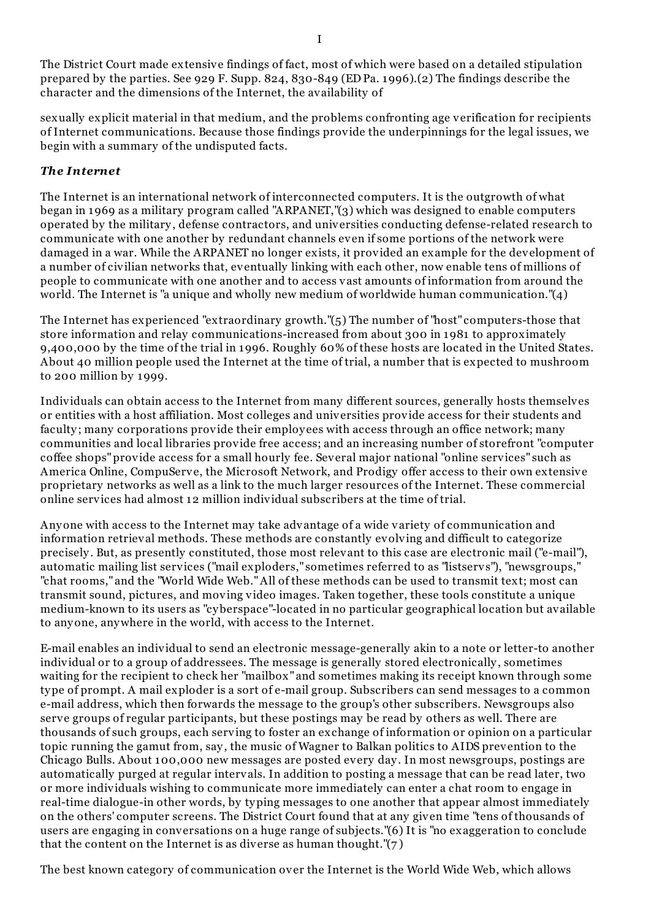# I

The District Court made extensive findings of fact, most of which were based on a detailed stipulation prepared by the parties. See 929 F. Supp. 824, 830-849 (ED Pa. 1996).(2) The findings describe the character and the dimensions of the Internet, the availability of

sexually explicit material in that medium, and the problems confronting age verification for recipients of Internet communications. Because those findings provide the underpinnings for the legal issues, we begin with a summary of the undisputed facts.

### *The Internet*

The Internet is an international network of interconnected computers. It is the outgrowth of what began in 1969 as a military program called "ARPANET,"(3) which was designed to enable computers operated by the military, defense contractors, and universities conducting defense-related research to communicate with one another by redundant channels even if some portions of the network were damaged in a war. While the ARPANET no longer exists, it provided an example for the development of a number of civilian networks that, eventually linking with each other, now enable tens of millions of people to communicate with one another and to access vast amounts of information from around the world. The Internet is "a unique and wholly new medium of worldwide human communication."(4)

The Internet has experienced "extraordinary growth."(5) The number of "host" computers-those that store information and relay communications-increased from about 300 in 1981 to approximately 9,400,000 by the time of the trial in 1996. Roughly 60% of these hosts are located in the United States. About 40 million people used the Internet at the time of trial, a number that is expected to mushroom to 200 million by 1999.

Individuals can obtain access to the Internet from many different sources, generally hosts themselves or entities with a host affiliation. Most colleges and universities provide access for their students and faculty; many corporations provide their employees with access through an office network; many communities and local libraries provide free access; and an increasing number of storefront "computer coffee shops" provide access for a small hourly fee. Several major national "online services" such as America Online, CompuServe, the Microsoft Network, and Prodigy offer access to their own extensive proprietary networks as well as a link to the much larger resources of the Internet. These commercial online services had almost 12 million individual subscribers at the time of trial.

Anyone with access to the Internet may take advantage of a wide variety of communication and information retrieval methods. These methods are constantly evolving and difficult to categorize precisely. But, as presently constituted, those most relevant to this case are electronic mail ("e-mail"), automatic mailing list services ("mail exploders," sometimes referred to as "listservs"), "newsgroups," "chat rooms," and the "World Wide Web." All of these methods can be used to transmit text; most can transmit sound, pictures, and moving video images. Taken together, these tools constitute a unique medium-known to its users as "cyberspace"-located in no particular geographical location but available to anyone, anywhere in the world, with access to the Internet.

E-mail enables an individual to send an electronic message-generally akin to a note or letter-to another individual or to a group of addressees. The message is generally stored electronically, sometimes waiting for the recipient to check her "mailbox" and sometimes making its receipt known through some type of prompt. A mail exploder is a sort of e-mail group. Subscribers can send messages to a common e-mail address, which then forwards the message to the group's other subscribers. Newsgroups also serve groups of regular participants, but these postings may be read by others as well. There are thousands of such groups, each serving to foster an exchange of information or opinion on a particular topic running the gamut from, say, the music of Wagner to Balkan politics to AIDS prevention to the Chicago Bulls. About 100,000 new messages are posted every day. In most newsgroups, postings are automatically purged at regular intervals. In addition to posting a message that can be read later, two or more individuals wishing to communicate more immediately can enter a chat room to engage in real-time dialogue-in other words, by typing messages to one another that appear almost immediately on the others' computer screens. The District Court found that at any given time "tens of thousands of users are engaging in conversations on a huge range of subjects."(6) It is "no exaggeration to conclude that the content on the Internet is as diverse as human thought."(7)

The best known category of communication over the Internet is the World Wide Web, which allows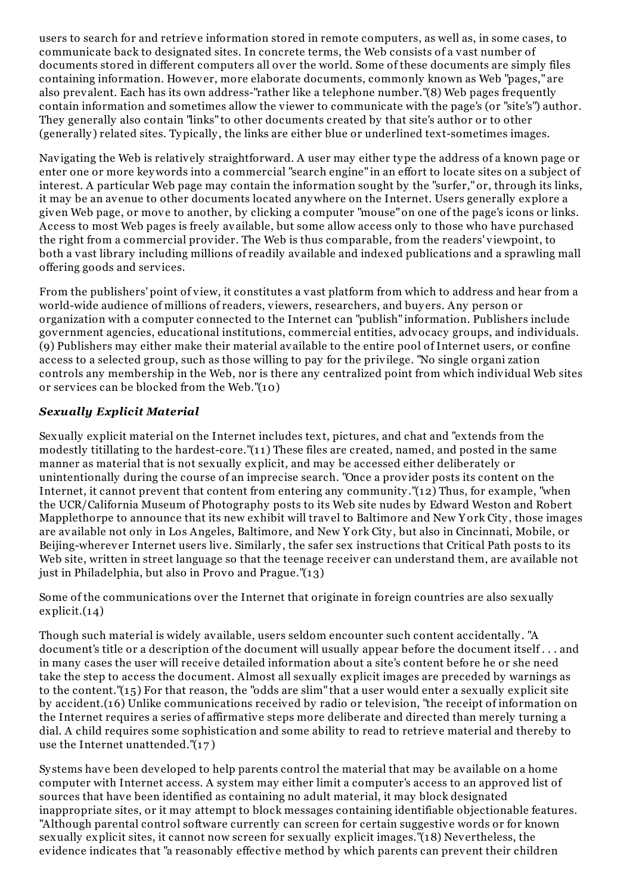users to search for and retrieve information stored in remote computers, as well as, in some cases, to communicate back to designated sites. In concrete terms, the Web consists of a vast number of documents stored in different computers all over the world. Some of these documents are simply files containing information. However, more elaborate documents, commonly known as Web "pages," are also prevalent. Each has its own address-"rather like a telephone number."(8) Web pages frequently contain information and sometimes allow the viewer to communicate with the page's (or "site's") author. They generally also contain "links" to other documents created by that site's author or to other (generally) related sites. Typically, the links are either blue or underlined text-sometimes images.

Navigating the Web is relatively straightforward. A user may either type the address of a known page or enter one or more keywords into a commercial "search engine" in an effort to locate sites on a subject of interest. A particular Web page may contain the information sought by the "surfer," or, through its links, it may be an avenue to other documents located anywhere on the Internet. Users generally explore a given Web page, or move to another, by clicking a computer "mouse" on one of the page's icons or links. Access to most Web pages is freely available, but some allow access only to those who have purchased the right from a commercial provider. The Web is thus comparable, from the readers' viewpoint, to both a vast library including millions of readily available and indexed publications and a sprawling mall offering goods and services.

From the publishers' point of view, it constitutes a vast platform from which to address and hear from a world-wide audience of millions of readers, viewers, researchers, and buyers. Any person or organization with a computer connected to the Internet can "publish" information. Publishers include government agencies, educational institutions, commercial entities, advocacy groups, and individuals. (9) Publishers may either make their material available to the entire pool of Internet users, or confine access to a selected group, such as those willing to pay for the privilege. "No single organi zation controls any membership in the Web, nor is there any centralized point from which individual Web sites or services can be blocked from the Web."(10)

### *Sexually Explicit Material*

Sexually explicit material on the Internet includes text, pictures, and chat and "extends from the modestly titillating to the hardest-core."(11) These files are created, named, and posted in the same manner as material that is not sexually explicit, and may be accessed either deliberately or unintentionally during the course of an imprecise search. "Once a provider posts its content on the Internet, it cannot prevent that content from entering any community."(12) Thus, for example, "when the UCR/California Museum of Photography posts to its Web site nudes by Edward Weston and Robert Mapplethorpe to announce that its new exhibit will travel to Baltimore and New York City, those images are available not only in Los Angeles, Baltimore, and New York City, but also in Cincinnati, Mobile, or Beijing-wherever Internet users live. Similarly, the safer sex instructions that Critical Path posts to its Web site, written in street language so that the teenage receiver can understand them, are available not just in Philadelphia, but also in Provo and Prague."(13)

Some of the communications over the Internet that originate in foreign countries are also sexually explicit.(14)

Though such material is widely available, users seldom encounter such content accidentally. "A document's title or a description of the document will usually appear before the document itself . . . and in many cases the user will receive detailed information about a site's content before he or she need take the step to access the document. Almost all sexually explicit images are preceded by warnings as to the content."(15) For that reason, the "odds are slim" that a user would enter a sexually explicit site by accident.(16) Unlike communications received by radio or television, "the receipt of information on the Internet requires a series of affirmative steps more deliberate and directed than merely turning a dial. A child requires some sophistication and some ability to read to retrieve material and thereby to use the Internet unattended."(17)

Systems have been developed to help parents control the material that may be available on a home computer with Internet access. A system may either limit a computer's access to an approved list of sources that have been identified as containing no adult material, it may block designated inappropriate sites, or it may attempt to block messages containing identifiable objectionable features. "Although parental control software currently can screen for certain suggestive words or for known sexually explicit sites, it cannot now screen for sexually explicit images."(18) Nevertheless, the evidence indicates that "a reasonably effective method by which parents can prevent their children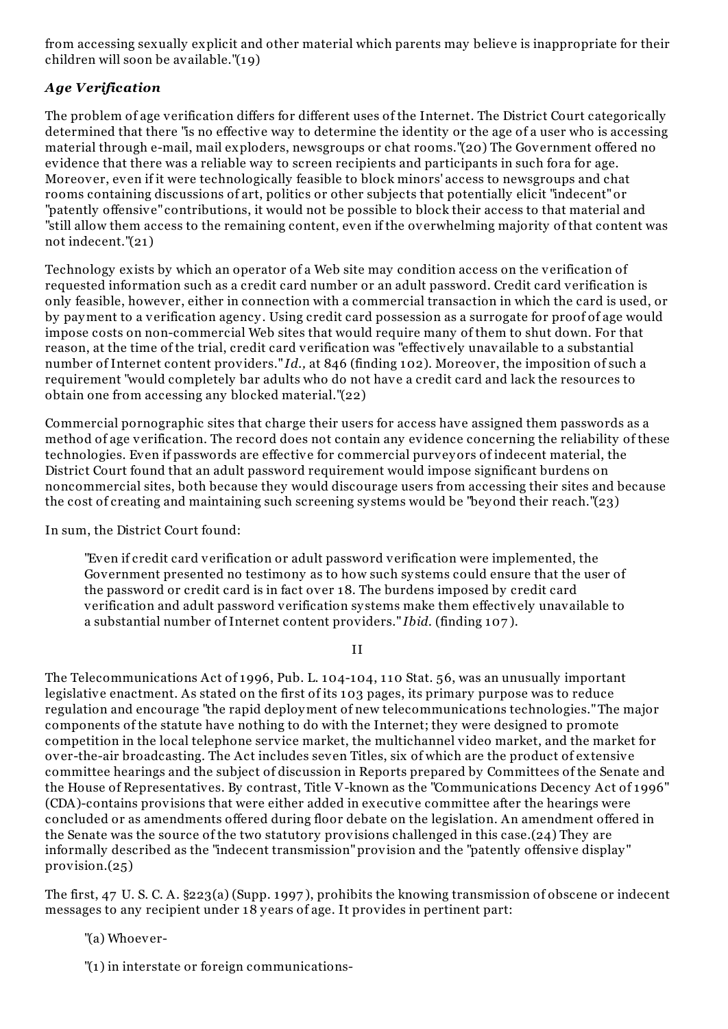from accessing sexually explicit and other material which parents may believe is inappropriate for their children will soon be available."(19)

### *Age Verification*

The problem of age verification differs for different uses of the Internet. The District Court categorically determined that there "is no effective way to determine the identity or the age of a user who is accessing material through e-mail, mail exploders, newsgroups or chat rooms."(20) The Government offered no evidence that there was a reliable way to screen recipients and participants in such fora for age. Moreover, even if it were technologically feasible to block minors' access to newsgroups and chat rooms containing discussions of art, politics or other subjects that potentially elicit "indecent" or "patently offensive" contributions, it would not be possible to block their access to that material and "still allow them access to the remaining content, even if the overwhelming majority of that content was not indecent."(21)

Technology exists by which an operator of a Web site may condition access on the verification of requested information such as a credit card number or an adult password. Credit card verification is only feasible, however, either in connection with a commercial transaction in which the card is used, or by payment to a verification agency. Using credit card possession as a surrogate for proof of age would impose costs on non-commercial Web sites that would require many of them to shut down. For that reason, at the time of the trial, credit card verification was "effectively unavailable to a substantial number of Internet content providers." *Id.,* at 846 (finding 102). Moreover, the imposition of such a requirement "would completely bar adults who do not have a credit card and lack the resources to obtain one from accessing any blocked material."(22)

Commercial pornographic sites that charge their users for access have assigned them passwords as a method of age verification. The record does not contain any evidence concerning the reliability of these technologies. Even if passwords are effective for commercial purveyors of indecent material, the District Court found that an adult password requirement would impose significant burdens on noncommercial sites, both because they would discourage users from accessing their sites and because the cost of creating and maintaining such screening systems would be "beyond their reach."(23)

In sum, the District Court found:

> "Even if credit card verification or adult password verification were implemented, the Government presented no testimony as to how such systems could ensure that the user of the password or credit card is in fact over 18. The burdens imposed by credit card verification and adult password verification systems make them effectively unavailable to a substantial number of Internet content providers." *Ibid.* (finding 107).

## II

The Telecommunications Act of 1996, Pub. L. 104-104, 110 Stat. 56, was an unusually important legislative enactment. As stated on the first of its 103 pages, its primary purpose was to reduce regulation and encourage "the rapid deployment of new telecommunications technologies." The major components of the statute have nothing to do with the Internet; they were designed to promote competition in the local telephone service market, the multichannel video market, and the market for over-the-air broadcasting. The Act includes seven Titles, six of which are the product of extensive committee hearings and the subject of discussion in Reports prepared by Committees of the Senate and the House of Representatives. By contrast, Title V-known as the "Communications Decency Act of 1996" (CDA)-contains provisions that were either added in executive committee after the hearings were concluded or as amendments offered during floor debate on the legislation. An amendment offered in the Senate was the source of the two statutory provisions challenged in this case.(24) They are informally described as the "indecent transmission" provision and the "patently offensive display" provision.(25)

The first, 47 U. S. C. A. §223(a) (Supp. 1997), prohibits the knowing transmission of obscene or indecent messages to any recipient under 18 years of age. It provides in pertinent part:

> "(a) Whoever-
>
> "(1) in interstate or foreign communications-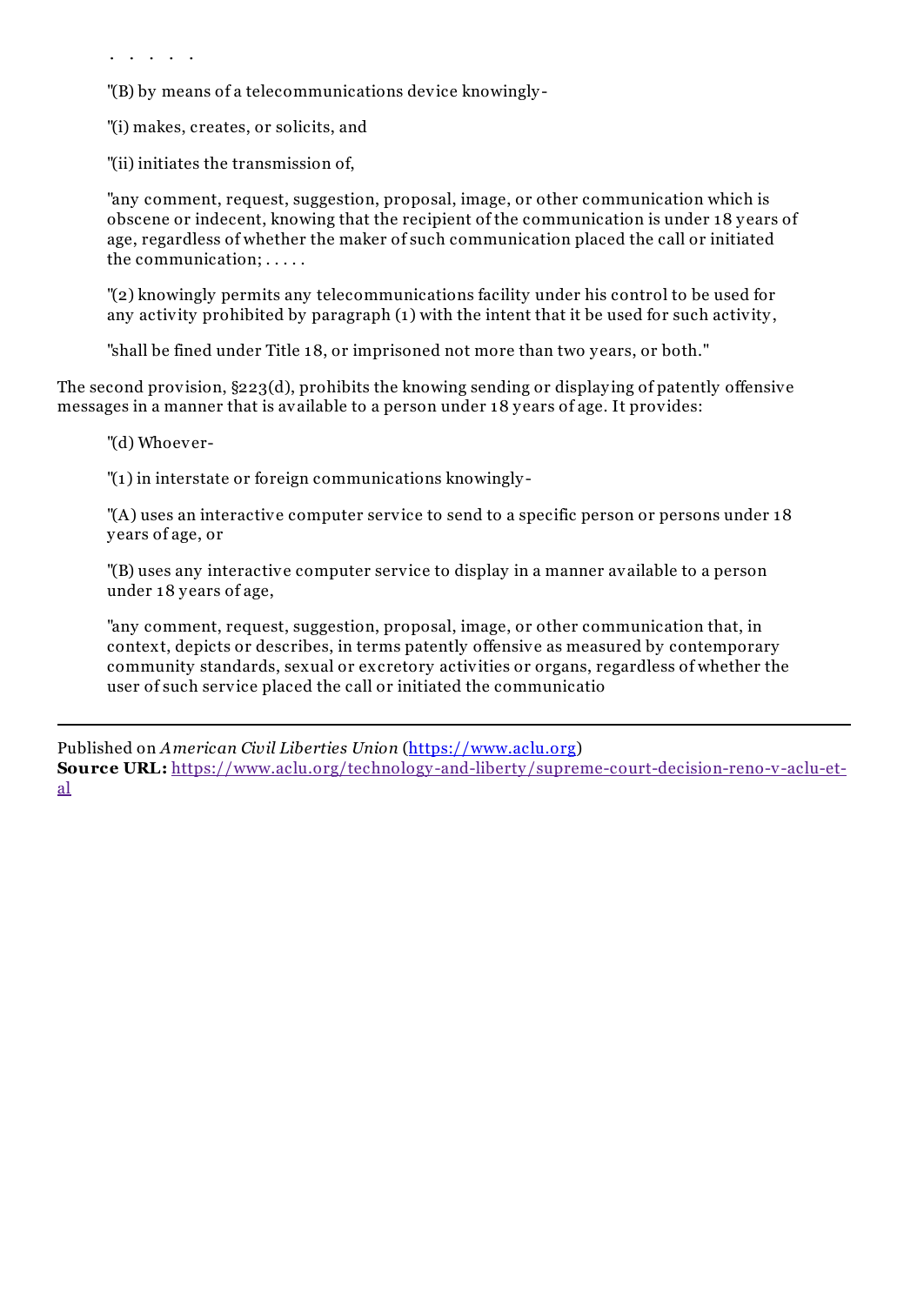. . . . .

"(B) by means of a telecommunications device knowingly-

"(i) makes, creates, or solicits, and

"(ii) initiates the transmission of,

"any comment, request, suggestion, proposal, image, or other communication which is obscene or indecent, knowing that the recipient of the communication is under 18 years of age, regardless of whether the maker of such communication placed the call or initiated the communication; . . . . .

"(2) knowingly permits any telecommunications facility under his control to be used for any activity prohibited by paragraph (1) with the intent that it be used for such activity,

"shall be fined under Title 18, or imprisoned not more than two years, or both."

The second provision, §223(d), prohibits the knowing sending or displaying of patently offensive messages in a manner that is available to a person under 18 years of age. It provides:

"(d) Whoever-

"(1) in interstate or foreign communications knowingly-

"(A) uses an interactive computer service to send to a specific person or persons under 18 years of age, or

"(B) uses any interactive computer service to display in a manner available to a person under 18 years of age,

"any comment, request, suggestion, proposal, image, or other communication that, in context, depicts or describes, in terms patently offensive as measured by contemporary community standards, sexual or excretory activities or organs, regardless of whether the user of such service placed the call or initiated the communicatio

---

Published on *American Civil Liberties Union* (https://www.aclu.org)
**Source URL:** https://www.aclu.org/technology-and-liberty/supreme-court-decision-reno-v-aclu-et-al